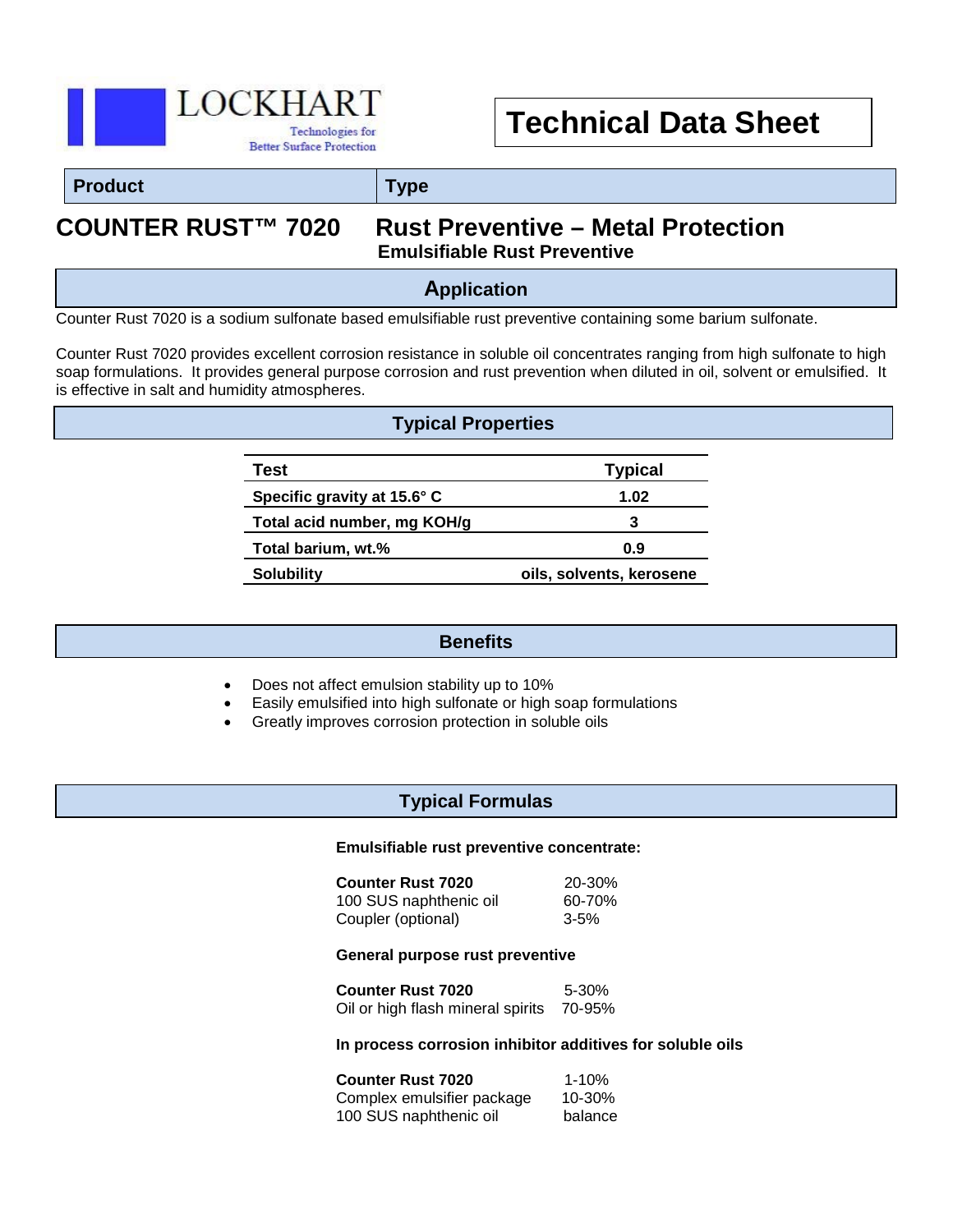LOCKHART

Technologies for Better Surface Protection

# Technical Data Sheet

| Product | Type |
|---|---|
| **COUNTER RUST™ 7020** | **Rust Preventive – Metal Protection**<br>**Emulsifiable Rust Preventive** |

## Application

Counter Rust 7020 is a sodium sulfonate based emulsifiable rust preventive containing some barium sulfonate.

Counter Rust 7020 provides excellent corrosion resistance in soluble oil concentrates ranging from high sulfonate to high soap formulations. It provides general purpose corrosion and rust prevention when diluted in oil, solvent or emulsified. It is effective in salt and humidity atmospheres.

## Typical Properties

| Test | Typical |
|---|---|
| Specific gravity at 15.6° C | 1.02 |
| Total acid number, mg KOH/g | 3 |
| Total barium, wt.% | 0.9 |
| Solubility | oils, solvents, kerosene |

## Benefits

- Does not affect emulsion stability up to 10%
- Easily emulsified into high sulfonate or high soap formulations
- Greatly improves corrosion protection in soluble oils

## Typical Formulas

**Emulsifiable rust preventive concentrate:**

| | |
|---|---|
| **Counter Rust 7020** | 20-30% |
| 100 SUS naphthenic oil | 60-70% |
| Coupler (optional) | 3-5% |

**General purpose rust preventive**

| | |
|---|---|
| **Counter Rust 7020** | 5-30% |
| Oil or high flash mineral spirits | 70-95% |

**In process corrosion inhibitor additives for soluble oils**

| | |
|---|---|
| **Counter Rust 7020** | 1-10% |
| Complex emulsifier package | 10-30% |
| 100 SUS naphthenic oil | balance |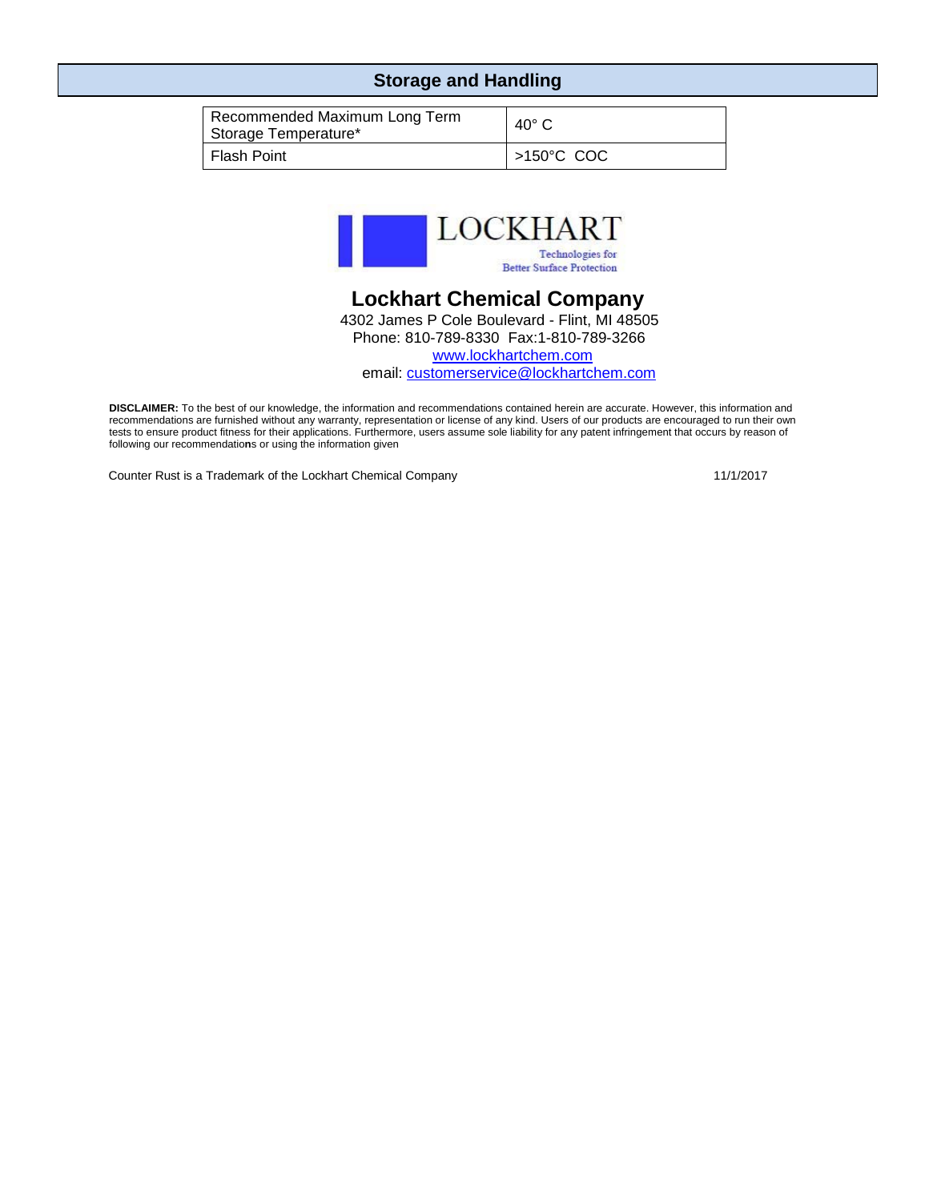## Storage and Handling

| | |
|---|---|
| Recommended Maximum Long Term Storage Temperature* | 40° C |
| Flash Point | >150°C COC |

LOCKHART

Technologies for Better Surface Protection

**Lockhart Chemical Company**

4302 James P Cole Boulevard - Flint, MI 48505

Phone: 810-789-8330 Fax:1-810-789-3266

www.lockhartchem.com

email: customerservice@lockhartchem.com

**DISCLAIMER:** To the best of our knowledge, the information and recommendations contained herein are accurate. However, this information and recommendations are furnished without any warranty, representation or license of any kind. Users of our products are encouraged to run their own tests to ensure product fitness for their applications. Furthermore, users assume sole liability for any patent infringement that occurs by reason of following our recommendations or using the information given

Counter Rust is a Trademark of the Lockhart Chemical Company

11/1/2017